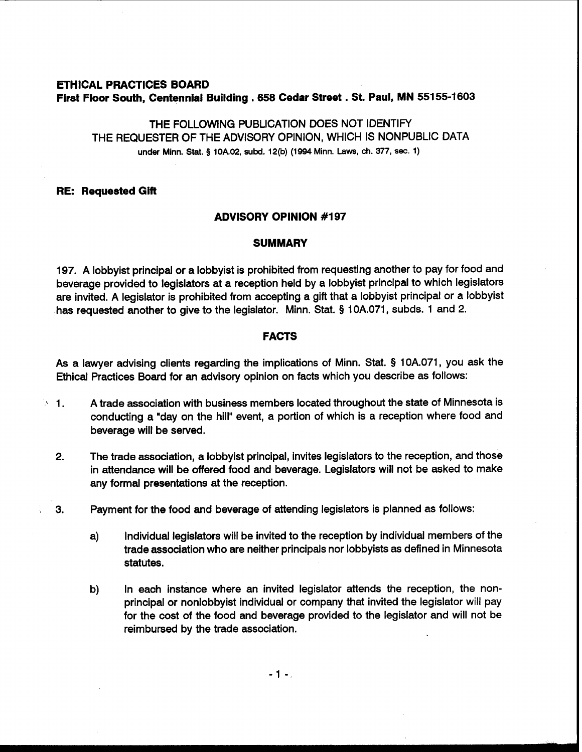**ETHICAL PRACTICES BOARD**
**First Floor South, Centennial Building . 658 Cedar Street . St. Paul, MN 55155-1603**

THE FOLLOWING PUBLICATION DOES NOT IDENTIFY
THE REQUESTER OF THE ADVISORY OPINION, WHICH IS NONPUBLIC DATA
under Minn. Stat. § 10A.02, subd. 12(b) (1994 Minn. Laws, ch. 377, sec. 1)

**RE: Requested Gift**

## ADVISORY OPINION #197

### SUMMARY

197. A lobbyist principal or a lobbyist is prohibited from requesting another to pay for food and beverage provided to legislators at a reception held by a lobbyist principal to which legislators are invited. A legislator is prohibited from accepting a gift that a lobbyist principal or a lobbyist has requested another to give to the legislator. Minn. Stat. § 10A.071, subds. 1 and 2.

### FACTS

As a lawyer advising clients regarding the implications of Minn. Stat. § 10A.071, you ask the Ethical Practices Board for an advisory opinion on facts which you describe as follows:

1. A trade association with business members located throughout the state of Minnesota is conducting a "day on the hill" event, a portion of which is a reception where food and beverage will be served.

2. The trade association, a lobbyist principal, invites legislators to the reception, and those in attendance will be offered food and beverage. Legislators will not be asked to make any formal presentations at the reception.

3. Payment for the food and beverage of attending legislators is planned as follows:

   a) Individual legislators will be invited to the reception by individual members of the trade association who are neither principals nor lobbyists as defined in Minnesota statutes.

   b) In each instance where an invited legislator attends the reception, the non-principal or nonlobbyist individual or company that invited the legislator will pay for the cost of the food and beverage provided to the legislator and will not be reimbursed by the trade association.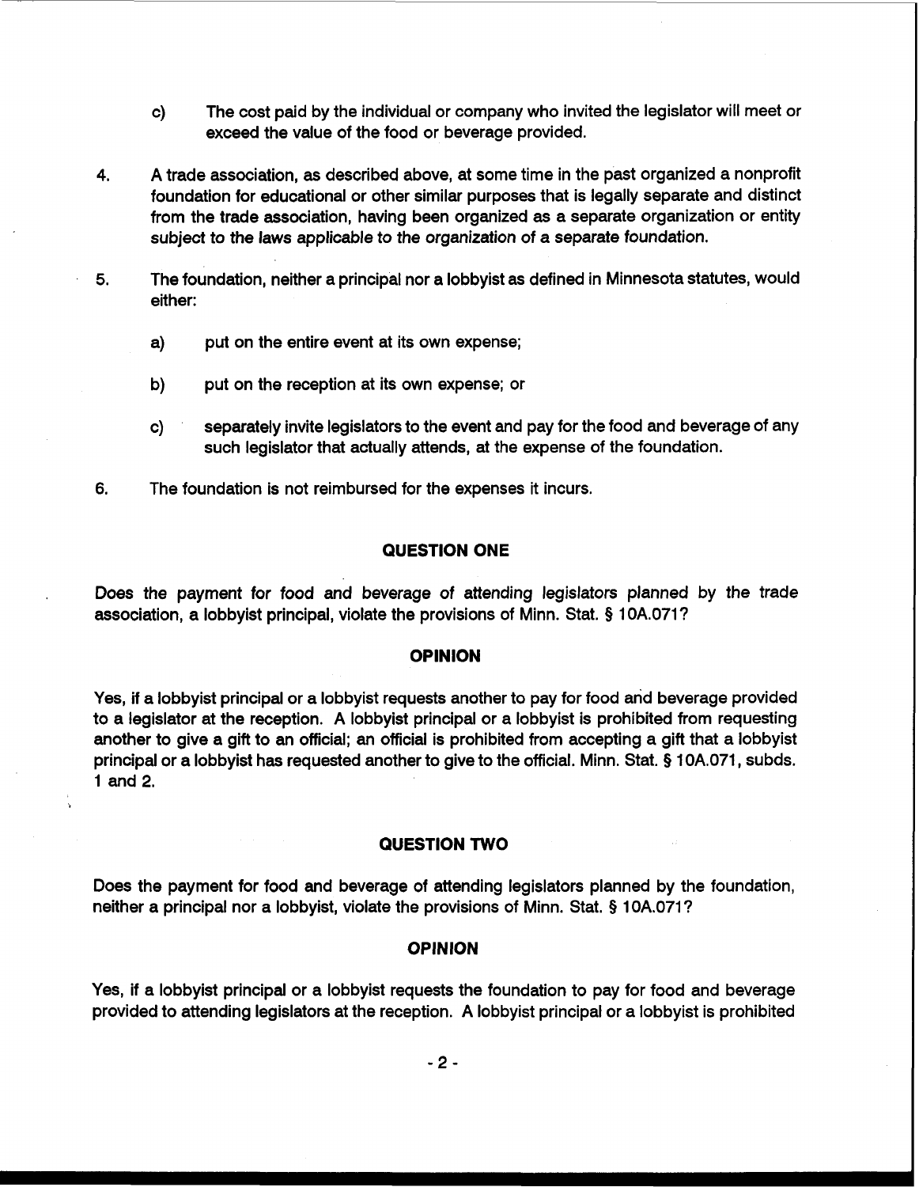c) The cost paid by the individual or company who invited the legislator will meet or exceed the value of the food or beverage provided.

4. A trade association, as described above, at some time in the past organized a nonprofit foundation for educational or other similar purposes that is legally separate and distinct from the trade association, having been organized as a separate organization or entity subject to the laws applicable to the organization of a separate foundation.

5. The foundation, neither a principal nor a lobbyist as defined in Minnesota statutes, would either:

   a) put on the entire event at its own expense;

   b) put on the reception at its own expense; or

   c) separately invite legislators to the event and pay for the food and beverage of any such legislator that actually attends, at the expense of the foundation.

6. The foundation is not reimbursed for the expenses it incurs.

## QUESTION ONE

Does the payment for food and beverage of attending legislators planned by the trade association, a lobbyist principal, violate the provisions of Minn. Stat. § 10A.071?

## OPINION

Yes, if a lobbyist principal or a lobbyist requests another to pay for food and beverage provided to a legislator at the reception. A lobbyist principal or a lobbyist is prohibited from requesting another to give a gift to an official; an official is prohibited from accepting a gift that a lobbyist principal or a lobbyist has requested another to give to the official. Minn. Stat. § 10A.071, subds. 1 and 2.

## QUESTION TWO

Does the payment for food and beverage of attending legislators planned by the foundation, neither a principal nor a lobbyist, violate the provisions of Minn. Stat. § 10A.071?

## OPINION

Yes, if a lobbyist principal or a lobbyist requests the foundation to pay for food and beverage provided to attending legislators at the reception. A lobbyist principal or a lobbyist is prohibited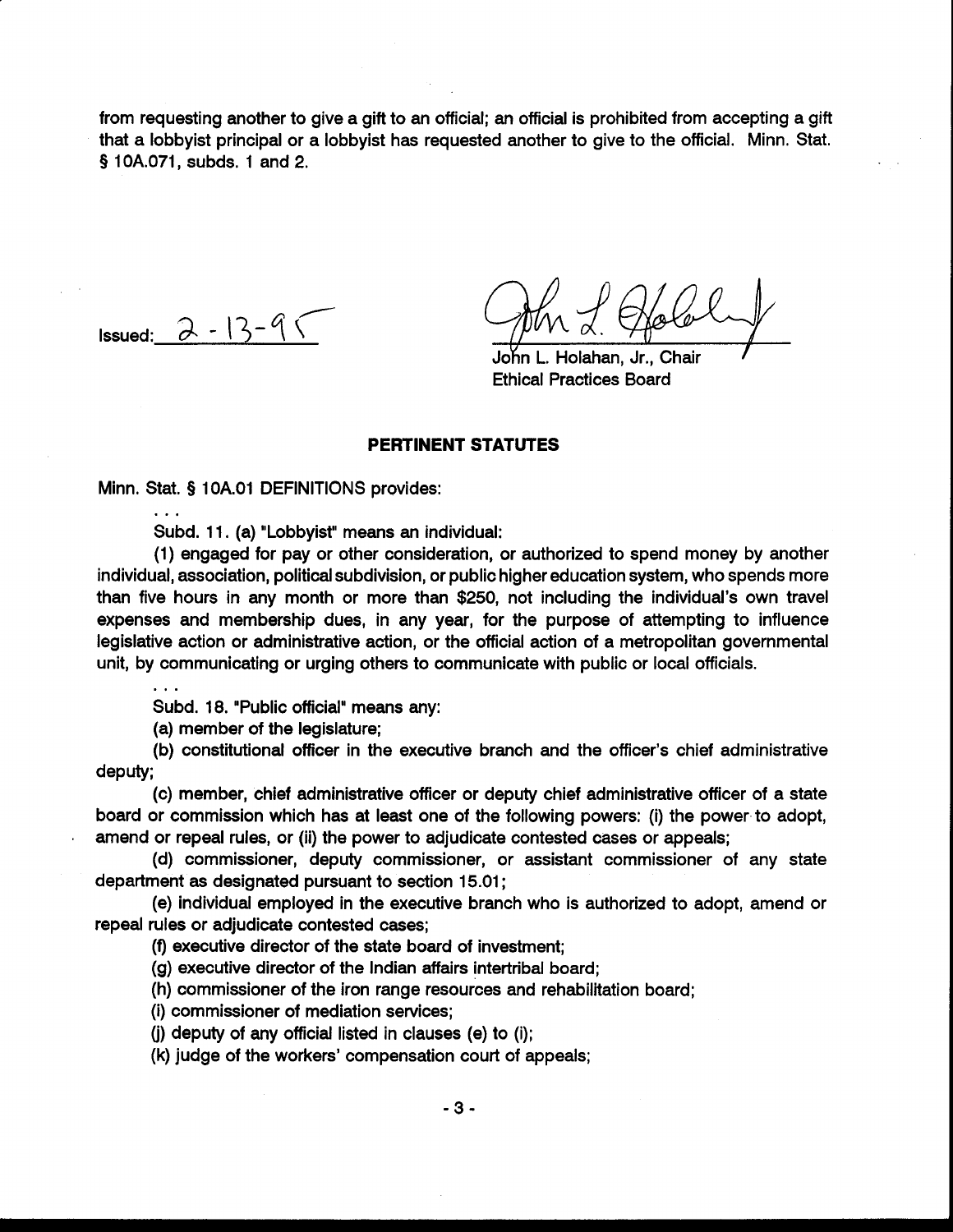from requesting another to give a gift to an official; an official is prohibited from accepting a gift that a lobbyist principal or a lobbyist has requested another to give to the official. Minn. Stat. § 10A.071, subds. 1 and 2.

Issued: 2-13-95

John L. Holahan, Jr., Chair
Ethical Practices Board

## PERTINENT STATUTES

Minn. Stat. § 10A.01 DEFINITIONS provides:

. . .

Subd. 11. (a) "Lobbyist" means an individual:

(1) engaged for pay or other consideration, or authorized to spend money by another individual, association, political subdivision, or public higher education system, who spends more than five hours in any month or more than $250, not including the individual's own travel expenses and membership dues, in any year, for the purpose of attempting to influence legislative action or administrative action, or the official action of a metropolitan governmental unit, by communicating or urging others to communicate with public or local officials.

. . .

Subd. 18. "Public official" means any:

(a) member of the legislature;

(b) constitutional officer in the executive branch and the officer's chief administrative deputy;

(c) member, chief administrative officer or deputy chief administrative officer of a state board or commission which has at least one of the following powers: (i) the power to adopt, amend or repeal rules, or (ii) the power to adjudicate contested cases or appeals;

(d) commissioner, deputy commissioner, or assistant commissioner of any state department as designated pursuant to section 15.01;

(e) individual employed in the executive branch who is authorized to adopt, amend or repeal rules or adjudicate contested cases;

(f) executive director of the state board of investment;

(g) executive director of the Indian affairs intertribal board;

(h) commissioner of the iron range resources and rehabilitation board;

(i) commissioner of mediation services;

(j) deputy of any official listed in clauses (e) to (i);

(k) judge of the workers' compensation court of appeals;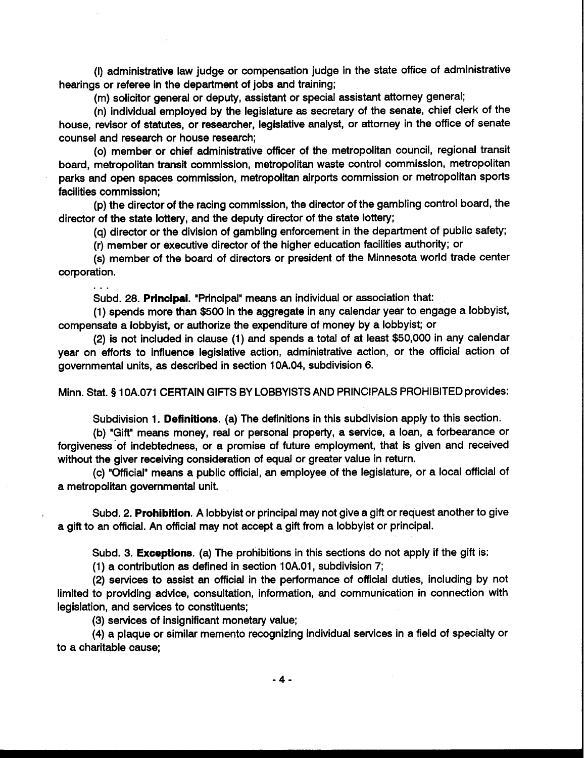(l) administrative law judge or compensation judge in the state office of administrative hearings or referee in the department of jobs and training;

(m) solicitor general or deputy, assistant or special assistant attorney general;

(n) individual employed by the legislature as secretary of the senate, chief clerk of the house, revisor of statutes, or researcher, legislative analyst, or attorney in the office of senate counsel and research or house research;

(o) member or chief administrative officer of the metropolitan council, regional transit board, metropolitan transit commission, metropolitan waste control commission, metropolitan parks and open spaces commission, metropolitan airports commission or metropolitan sports facilities commission;

(p) the director of the racing commission, the director of the gambling control board, the director of the state lottery, and the deputy director of the state lottery;

(q) director or the division of gambling enforcement in the department of public safety;

(r) member or executive director of the higher education facilities authority; or

(s) member of the board of directors or president of the Minnesota world trade center corporation.

. . .

Subd. 28. **Principal.** "Principal" means an individual or association that:

(1) spends more than $500 in the aggregate in any calendar year to engage a lobbyist, compensate a lobbyist, or authorize the expenditure of money by a lobbyist; or

(2) is not included in clause (1) and spends a total of at least $50,000 in any calendar year on efforts to influence legislative action, administrative action, or the official action of governmental units, as described in section 10A.04, subdivision 6.

Minn. Stat. § 10A.071 CERTAIN GIFTS BY LOBBYISTS AND PRINCIPALS PROHIBITED provides:

Subdivision 1. **Definitions.** (a) The definitions in this subdivision apply to this section.

(b) "Gift" means money, real or personal property, a service, a loan, a forbearance or forgiveness of indebtedness, or a promise of future employment, that is given and received without the giver receiving consideration of equal or greater value in return.

(c) "Official" means a public official, an employee of the legislature, or a local official of a metropolitan governmental unit.

Subd. 2. **Prohibition.** A lobbyist or principal may not give a gift or request another to give a gift to an official. An official may not accept a gift from a lobbyist or principal.

Subd. 3. **Exceptions.** (a) The prohibitions in this sections do not apply if the gift is:

(1) a contribution as defined in section 10A.01, subdivision 7;

(2) services to assist an official in the performance of official duties, including by not limited to providing advice, consultation, information, and communication in connection with legislation, and services to constituents;

(3) services of insignificant monetary value;

(4) a plaque or similar memento recognizing individual services in a field of specialty or to a charitable cause;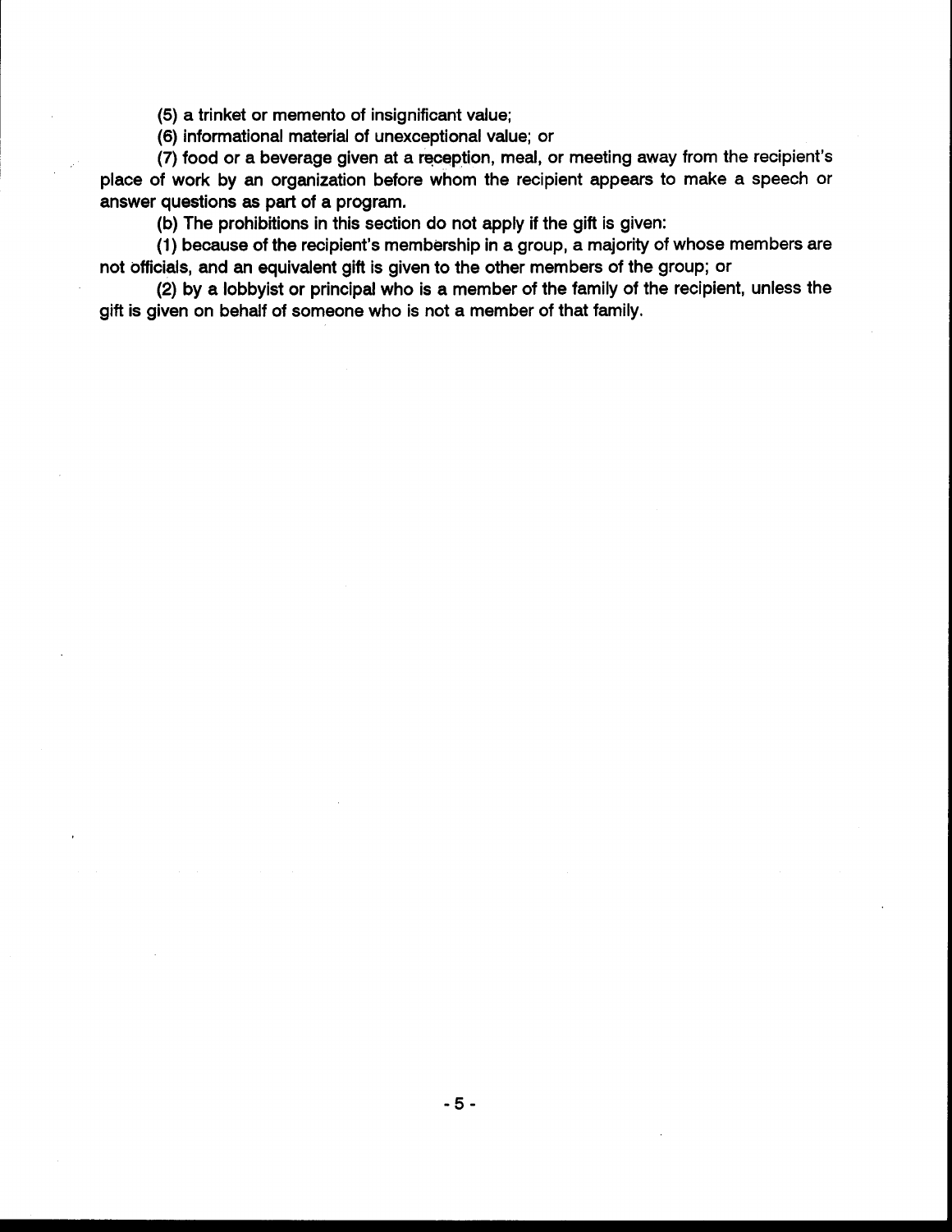(5) a trinket or memento of insignificant value;

(6) informational material of unexceptional value; or

(7) food or a beverage given at a reception, meal, or meeting away from the recipient's place of work by an organization before whom the recipient appears to make a speech or answer questions as part of a program.

(b) The prohibitions in this section do not apply if the gift is given:

(1) because of the recipient's membership in a group, a majority of whose members are not officials, and an equivalent gift is given to the other members of the group; or

(2) by a lobbyist or principal who is a member of the family of the recipient, unless the gift is given on behalf of someone who is not a member of that family.